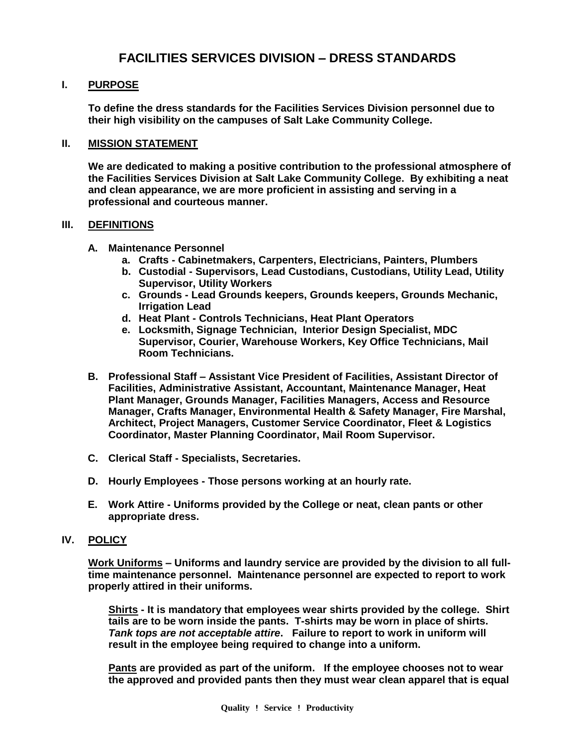# FACILITIES SERVICES DIVISION – DRESS STANDARDS

## I. PURPOSE

**To define the dress standards for the Facilities Services Division personnel due to their high visibility on the campuses of Salt Lake Community College.**

## II. MISSION STATEMENT

**We are dedicated to making a positive contribution to the professional atmosphere of the Facilities Services Division at Salt Lake Community College. By exhibiting a neat and clean appearance, we are more proficient in assisting and serving in a professional and courteous manner.**

## III. DEFINITIONS

**A. Maintenance Personnel**

- **a. Crafts - Cabinetmakers, Carpenters, Electricians, Painters, Plumbers**
- **b. Custodial - Supervisors, Lead Custodians, Custodians, Utility Lead, Utility Supervisor, Utility Workers**
- **c. Grounds - Lead Grounds keepers, Grounds keepers, Grounds Mechanic, Irrigation Lead**
- **d. Heat Plant - Controls Technicians, Heat Plant Operators**
- **e. Locksmith, Signage Technician, Interior Design Specialist, MDC Supervisor, Courier, Warehouse Workers, Key Office Technicians, Mail Room Technicians.**

**B. Professional Staff – Assistant Vice President of Facilities, Assistant Director of Facilities, Administrative Assistant, Accountant, Maintenance Manager, Heat Plant Manager, Grounds Manager, Facilities Managers, Access and Resource Manager, Crafts Manager, Environmental Health & Safety Manager, Fire Marshal, Architect, Project Managers, Customer Service Coordinator, Fleet & Logistics Coordinator, Master Planning Coordinator, Mail Room Supervisor.**

**C. Clerical Staff - Specialists, Secretaries.**

**D. Hourly Employees - Those persons working at an hourly rate.**

**E. Work Attire - Uniforms provided by the College or neat, clean pants or other appropriate dress.**

## IV. POLICY

**Work Uniforms – Uniforms and laundry service are provided by the division to all full-time maintenance personnel. Maintenance personnel are expected to report to work properly attired in their uniforms.**

**Shirts - It is mandatory that employees wear shirts provided by the college. Shirt tails are to be worn inside the pants. T-shirts may be worn in place of shirts. *Tank tops are not acceptable attire*. Failure to report to work in uniform will result in the employee being required to change into a uniform.**

**Pants are provided as part of the uniform. If the employee chooses not to wear the approved and provided pants then they must wear clean apparel that is equal**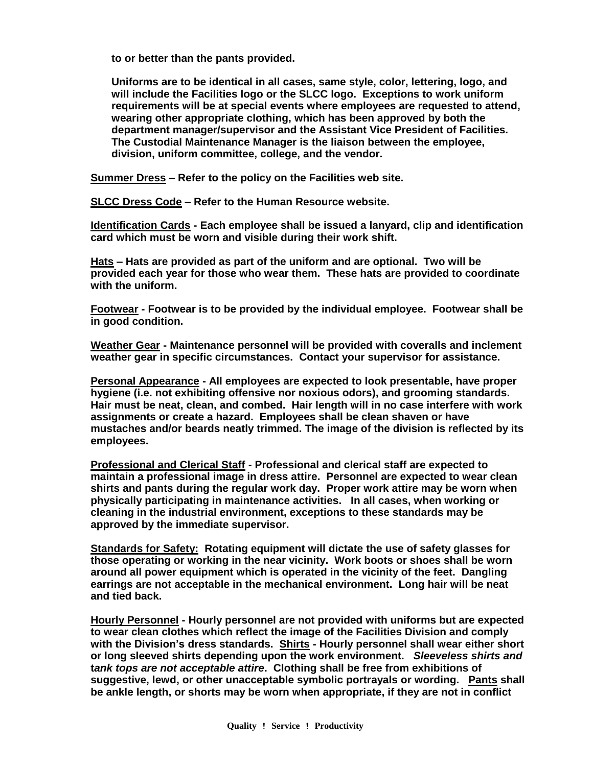**to or better than the pants provided.**

**Uniforms are to be identical in all cases, same style, color, lettering, logo, and will include the Facilities logo or the SLCC logo. Exceptions to work uniform requirements will be at special events where employees are requested to attend, wearing other appropriate clothing, which has been approved by both the department manager/supervisor and the Assistant Vice President of Facilities. The Custodial Maintenance Manager is the liaison between the employee, division, uniform committee, college, and the vendor.**

**<u>Summer Dress</u> – Refer to the policy on the Facilities web site.**

**<u>SLCC Dress Code</u> – Refer to the Human Resource website.**

**<u>Identification Cards</u> - Each employee shall be issued a lanyard, clip and identification card which must be worn and visible during their work shift.**

**<u>Hats</u> – Hats are provided as part of the uniform and are optional. Two will be provided each year for those who wear them. These hats are provided to coordinate with the uniform.**

**<u>Footwear</u> - Footwear is to be provided by the individual employee. Footwear shall be in good condition.**

**<u>Weather Gear</u> - Maintenance personnel will be provided with coveralls and inclement weather gear in specific circumstances. Contact your supervisor for assistance.**

**<u>Personal Appearance</u> - All employees are expected to look presentable, have proper hygiene (i.e. not exhibiting offensive nor noxious odors), and grooming standards. Hair must be neat, clean, and combed. Hair length will in no case interfere with work assignments or create a hazard. Employees shall be clean shaven or have mustaches and/or beards neatly trimmed. The image of the division is reflected by its employees.**

**<u>Professional and Clerical Staff</u> - Professional and clerical staff are expected to maintain a professional image in dress attire. Personnel are expected to wear clean shirts and pants during the regular work day. Proper work attire may be worn when physically participating in maintenance activities. In all cases, when working or cleaning in the industrial environment, exceptions to these standards may be approved by the immediate supervisor.**

**<u>Standards for Safety:</u> Rotating equipment will dictate the use of safety glasses for those operating or working in the near vicinity. Work boots or shoes shall be worn around all power equipment which is operated in the vicinity of the feet. Dangling earrings are not acceptable in the mechanical environment. Long hair will be neat and tied back.**

**<u>Hourly Personnel</u> - Hourly personnel are not provided with uniforms but are expected to wear clean clothes which reflect the image of the Facilities Division and comply with the Division's dress standards. <u>Shirts</u> - Hourly personnel shall wear either short or long sleeved shirts depending upon the work environment. *Sleeveless shirts and tank tops are not acceptable attire*. Clothing shall be free from exhibitions of suggestive, lewd, or other unacceptable symbolic portrayals or wording. <u>Pants</u> shall be ankle length, or shorts may be worn when appropriate, if they are not in conflict**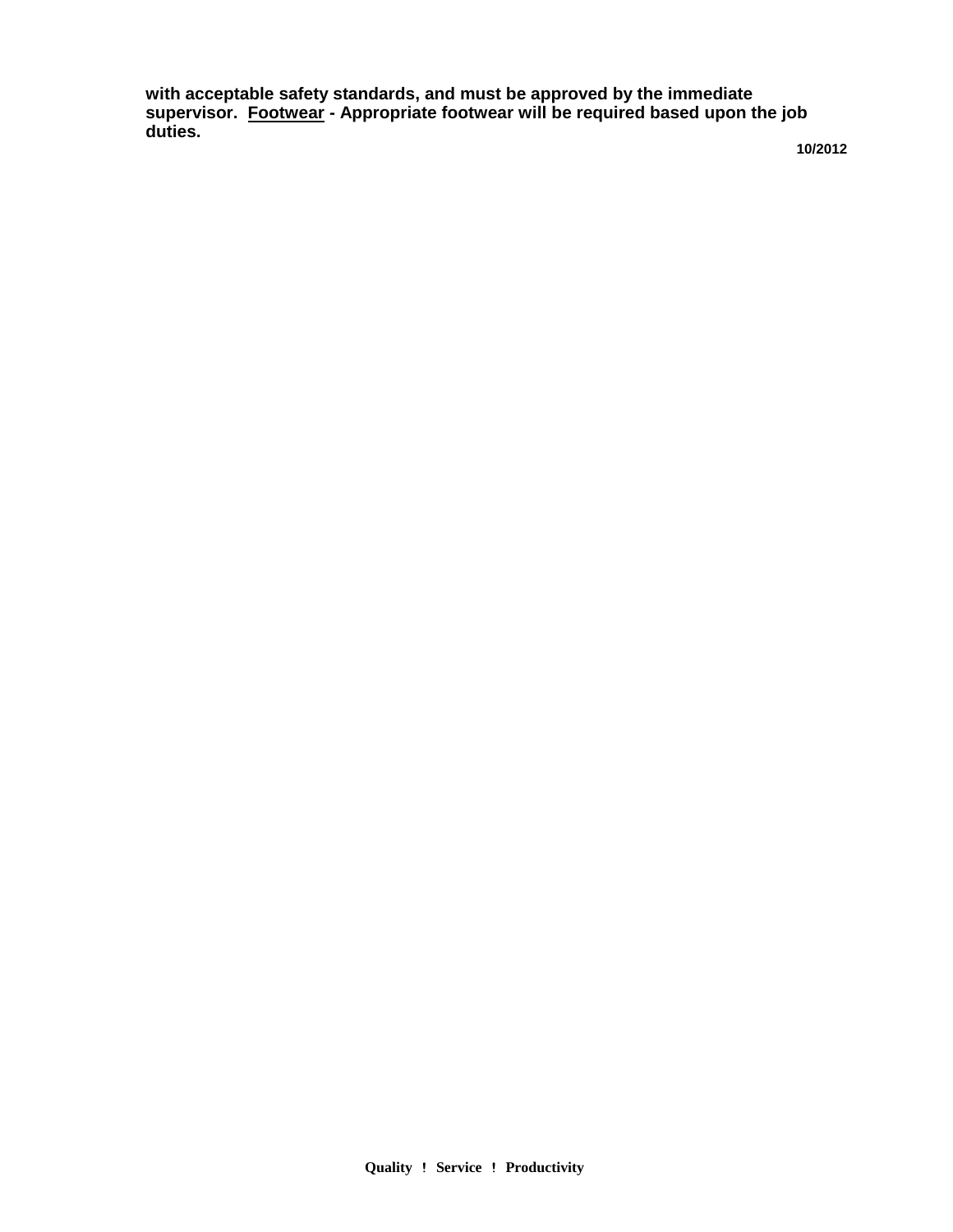**with acceptable safety standards, and must be approved by the immediate supervisor. Footwear - Appropriate footwear will be required based upon the job duties.**

**10/2012**